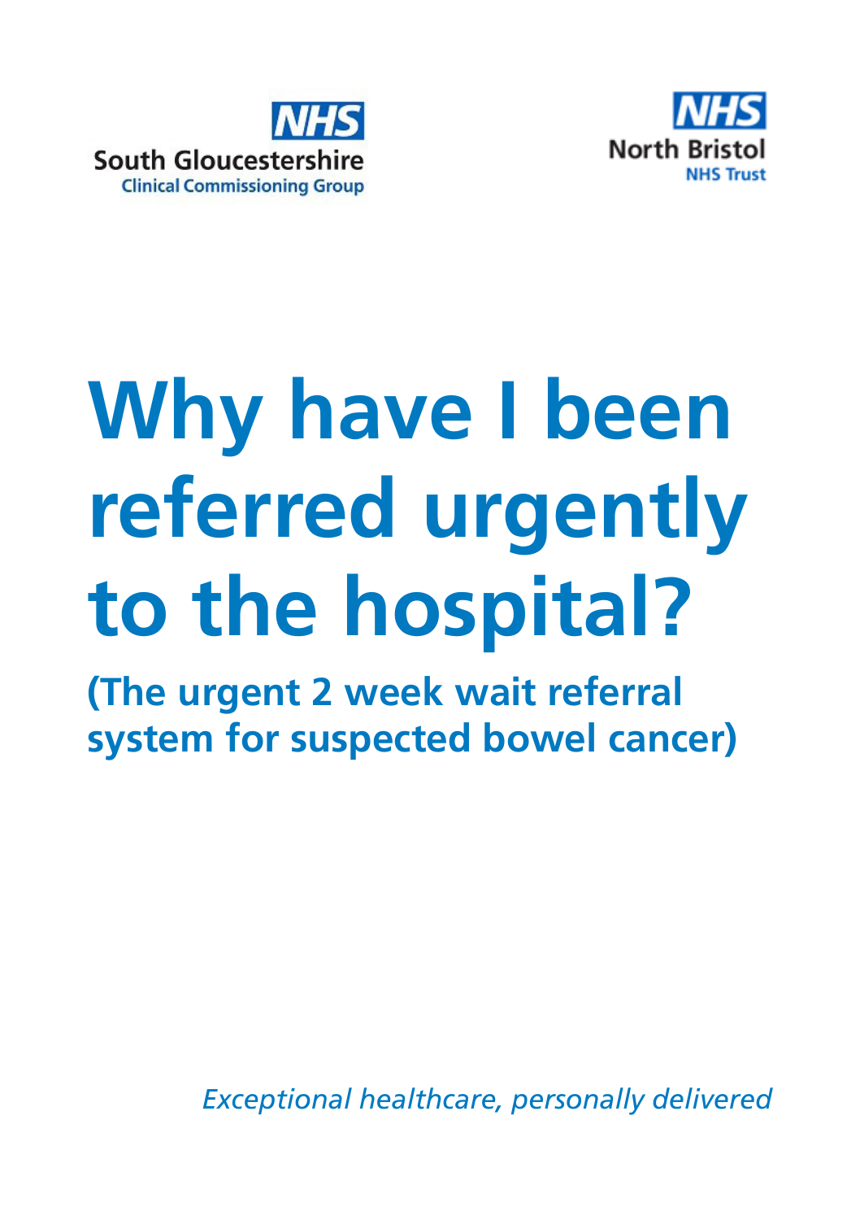NHS
South Gloucestershire
Clinical Commissioning Group

NHS
North Bristol
NHS Trust

# Why have I been referred urgently to the hospital?

## (The urgent 2 week wait referral system for suspected bowel cancer)

*Exceptional healthcare, personally delivered*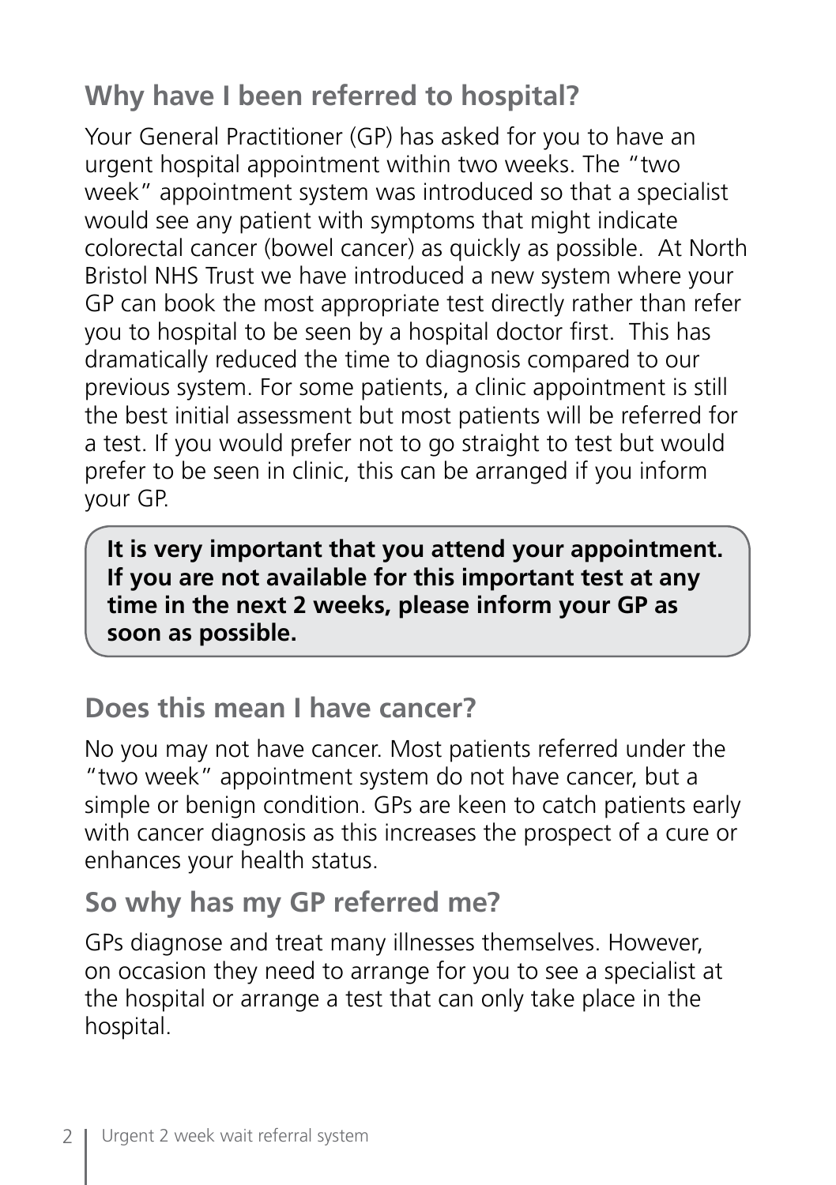## Why have I been referred to hospital?

Your General Practitioner (GP) has asked for you to have an urgent hospital appointment within two weeks. The "two week" appointment system was introduced so that a specialist would see any patient with symptoms that might indicate colorectal cancer (bowel cancer) as quickly as possible. At North Bristol NHS Trust we have introduced a new system where your GP can book the most appropriate test directly rather than refer you to hospital to be seen by a hospital doctor first. This has dramatically reduced the time to diagnosis compared to our previous system. For some patients, a clinic appointment is still the best initial assessment but most patients will be referred for a test. If you would prefer not to go straight to test but would prefer to be seen in clinic, this can be arranged if you inform your GP.

**It is very important that you attend your appointment. If you are not available for this important test at any time in the next 2 weeks, please inform your GP as soon as possible.**

## Does this mean I have cancer?

No you may not have cancer. Most patients referred under the "two week" appointment system do not have cancer, but a simple or benign condition. GPs are keen to catch patients early with cancer diagnosis as this increases the prospect of a cure or enhances your health status.

## So why has my GP referred me?

GPs diagnose and treat many illnesses themselves. However, on occasion they need to arrange for you to see a specialist at the hospital or arrange a test that can only take place in the hospital.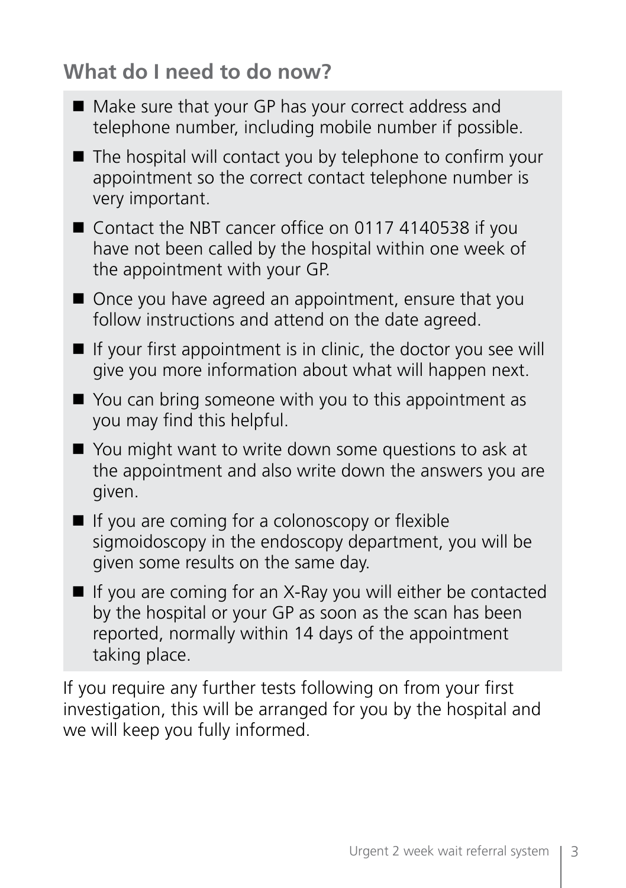## What do I need to do now?

- Make sure that your GP has your correct address and telephone number, including mobile number if possible.
- The hospital will contact you by telephone to confirm your appointment so the correct contact telephone number is very important.
- Contact the NBT cancer office on 0117 4140538 if you have not been called by the hospital within one week of the appointment with your GP.
- Once you have agreed an appointment, ensure that you follow instructions and attend on the date agreed.
- If your first appointment is in clinic, the doctor you see will give you more information about what will happen next.
- You can bring someone with you to this appointment as you may find this helpful.
- You might want to write down some questions to ask at the appointment and also write down the answers you are given.
- If you are coming for a colonoscopy or flexible sigmoidoscopy in the endoscopy department, you will be given some results on the same day.
- If you are coming for an X-Ray you will either be contacted by the hospital or your GP as soon as the scan has been reported, normally within 14 days of the appointment taking place.

If you require any further tests following on from your first investigation, this will be arranged for you by the hospital and we will keep you fully informed.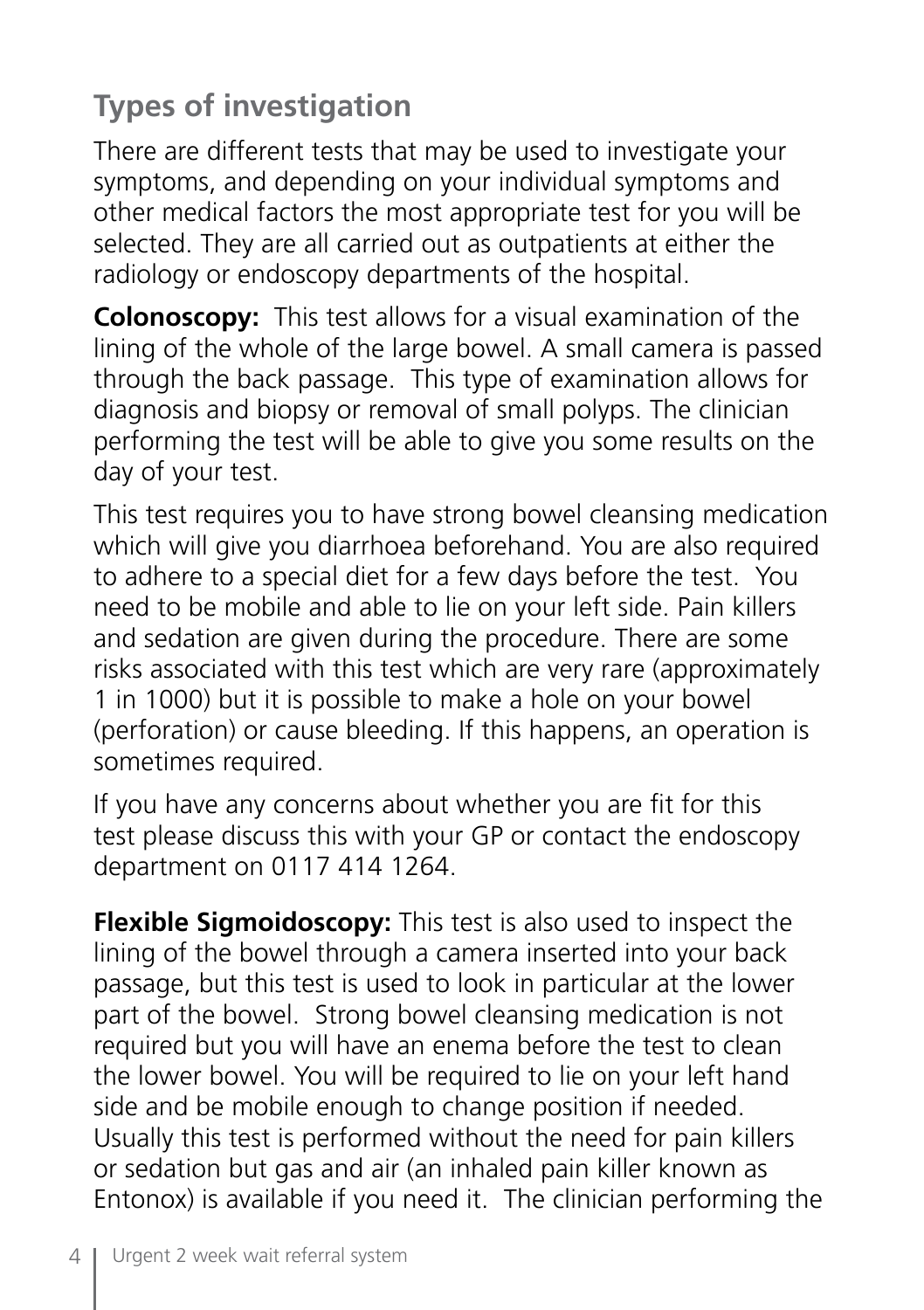## Types of investigation

There are different tests that may be used to investigate your symptoms, and depending on your individual symptoms and other medical factors the most appropriate test for you will be selected. They are all carried out as outpatients at either the radiology or endoscopy departments of the hospital.

**Colonoscopy:** This test allows for a visual examination of the lining of the whole of the large bowel. A small camera is passed through the back passage. This type of examination allows for diagnosis and biopsy or removal of small polyps. The clinician performing the test will be able to give you some results on the day of your test.

This test requires you to have strong bowel cleansing medication which will give you diarrhoea beforehand. You are also required to adhere to a special diet for a few days before the test. You need to be mobile and able to lie on your left side. Pain killers and sedation are given during the procedure. There are some risks associated with this test which are very rare (approximately 1 in 1000) but it is possible to make a hole on your bowel (perforation) or cause bleeding. If this happens, an operation is sometimes required.

If you have any concerns about whether you are fit for this test please discuss this with your GP or contact the endoscopy department on 0117 414 1264.

**Flexible Sigmoidoscopy:** This test is also used to inspect the lining of the bowel through a camera inserted into your back passage, but this test is used to look in particular at the lower part of the bowel. Strong bowel cleansing medication is not required but you will have an enema before the test to clean the lower bowel. You will be required to lie on your left hand side and be mobile enough to change position if needed. Usually this test is performed without the need for pain killers or sedation but gas and air (an inhaled pain killer known as Entonox) is available if you need it. The clinician performing the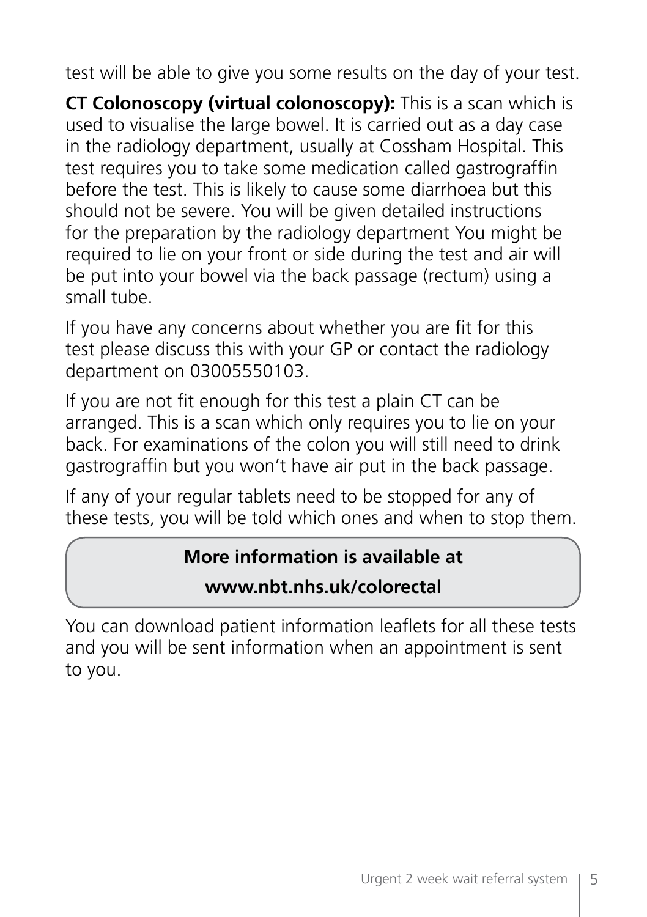test will be able to give you some results on the day of your test.

**CT Colonoscopy (virtual colonoscopy):** This is a scan which is used to visualise the large bowel. It is carried out as a day case in the radiology department, usually at Cossham Hospital. This test requires you to take some medication called gastrograffin before the test. This is likely to cause some diarrhoea but this should not be severe. You will be given detailed instructions for the preparation by the radiology department You might be required to lie on your front or side during the test and air will be put into your bowel via the back passage (rectum) using a small tube.

If you have any concerns about whether you are fit for this test please discuss this with your GP or contact the radiology department on 03005550103.

If you are not fit enough for this test a plain CT can be arranged. This is a scan which only requires you to lie on your back. For examinations of the colon you will still need to drink gastrograffin but you won't have air put in the back passage.

If any of your regular tablets need to be stopped for any of these tests, you will be told which ones and when to stop them.

**More information is available at**
**www.nbt.nhs.uk/colorectal**

You can download patient information leaflets for all these tests and you will be sent information when an appointment is sent to you.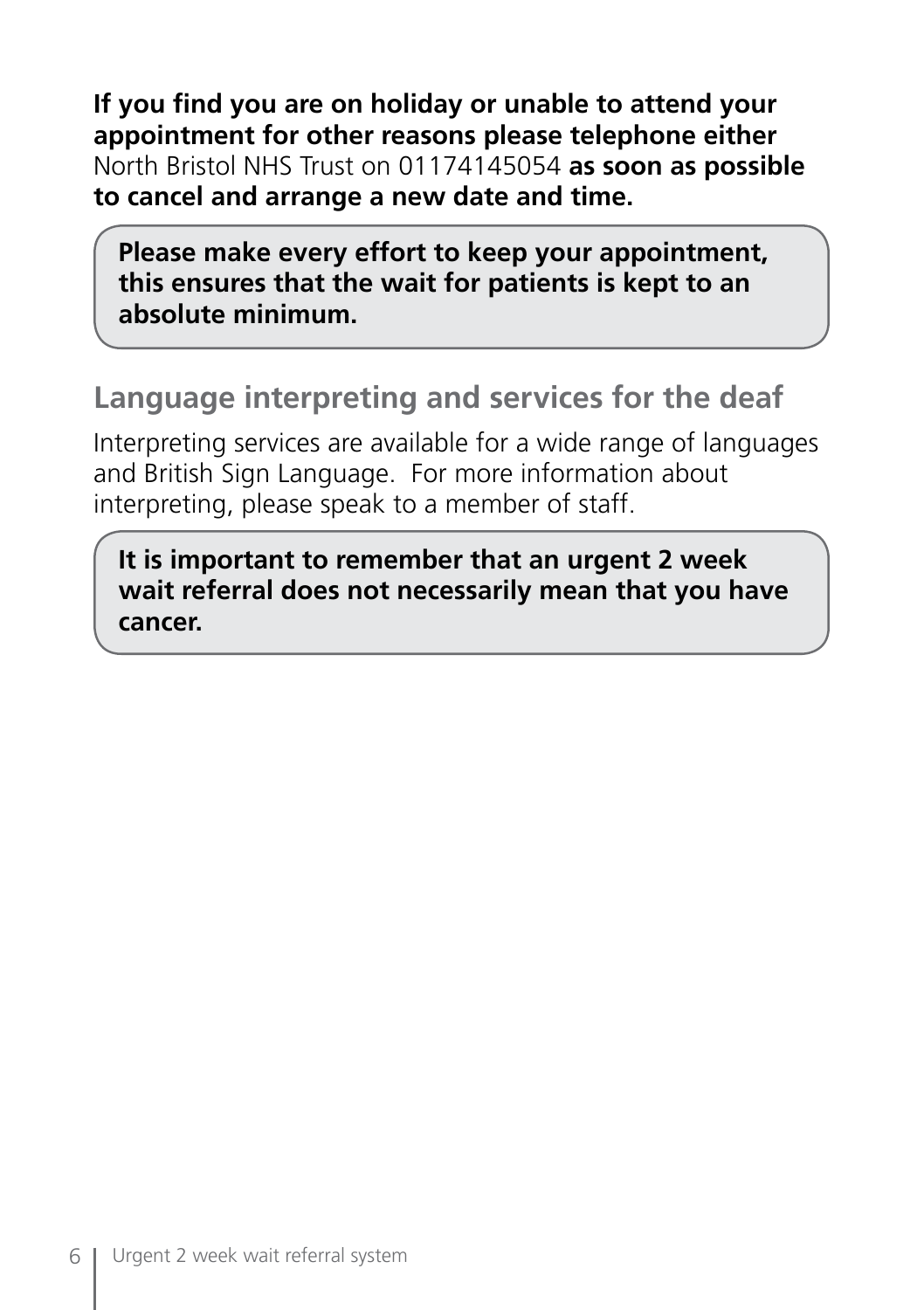**If you find you are on holiday or unable to attend your appointment for other reasons please telephone either** North Bristol NHS Trust on 01174145054 **as soon as possible to cancel and arrange a new date and time.**

**Please make every effort to keep your appointment, this ensures that the wait for patients is kept to an absolute minimum.**

## Language interpreting and services for the deaf

Interpreting services are available for a wide range of languages and British Sign Language. For more information about interpreting, please speak to a member of staff.

**It is important to remember that an urgent 2 week wait referral does not necessarily mean that you have cancer.**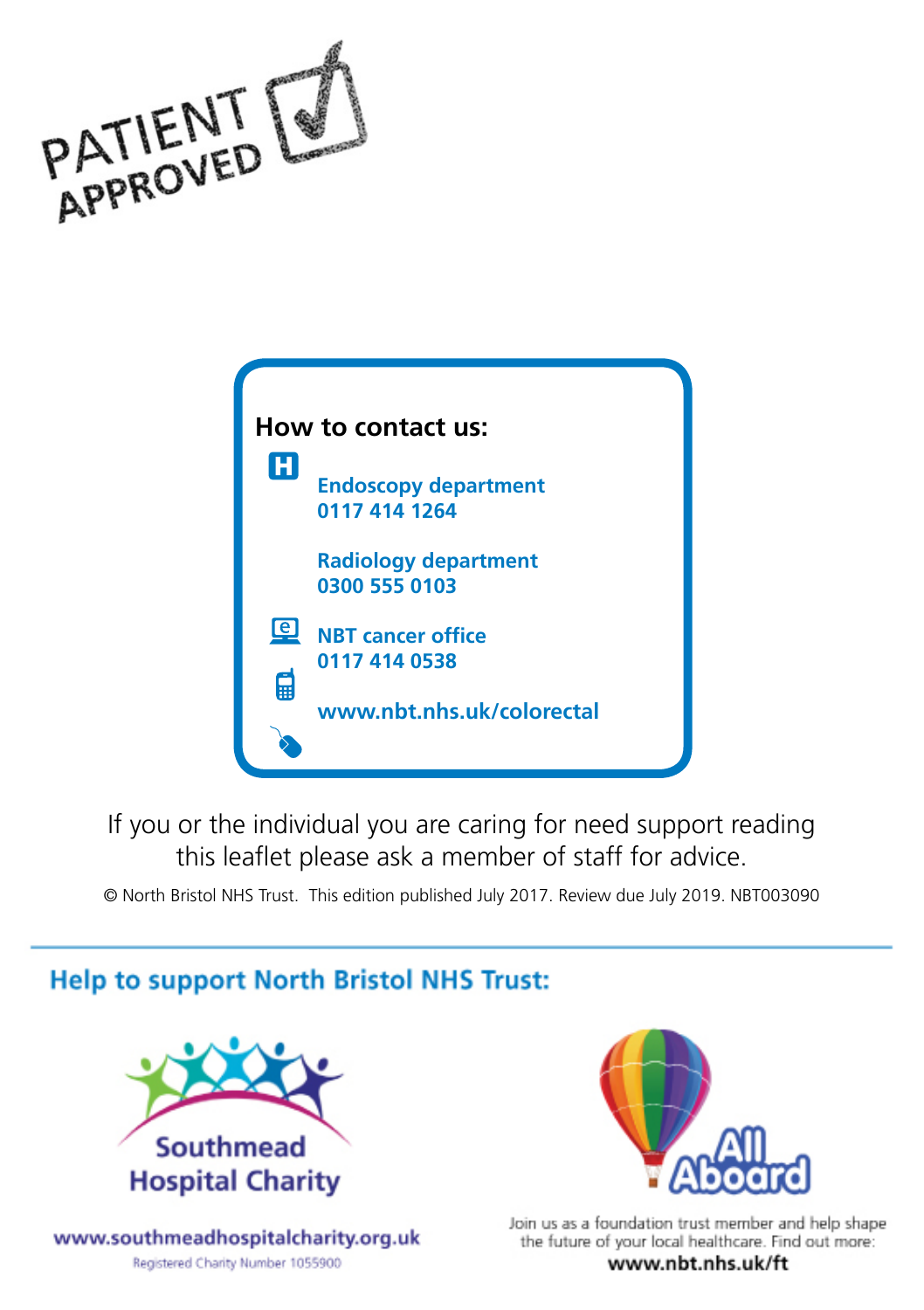PATIENT APPROVED

## How to contact us:

**Endoscopy department**
**0117 414 1264**

**Radiology department**
**0300 555 0103**

**NBT cancer office**
**0117 414 0538**

**www.nbt.nhs.uk/colorectal**

If you or the individual you are caring for need support reading this leaflet please ask a member of staff for advice.

© North Bristol NHS Trust. This edition published July 2017. Review due July 2019. NBT003090

## Help to support North Bristol NHS Trust:

Southmead Hospital Charity

www.southmeadhospitalcharity.org.uk

Registered Charity Number 1055900

All Aboard

Join us as a foundation trust member and help shape the future of your local healthcare. Find out more:

**www.nbt.nhs.uk/ft**